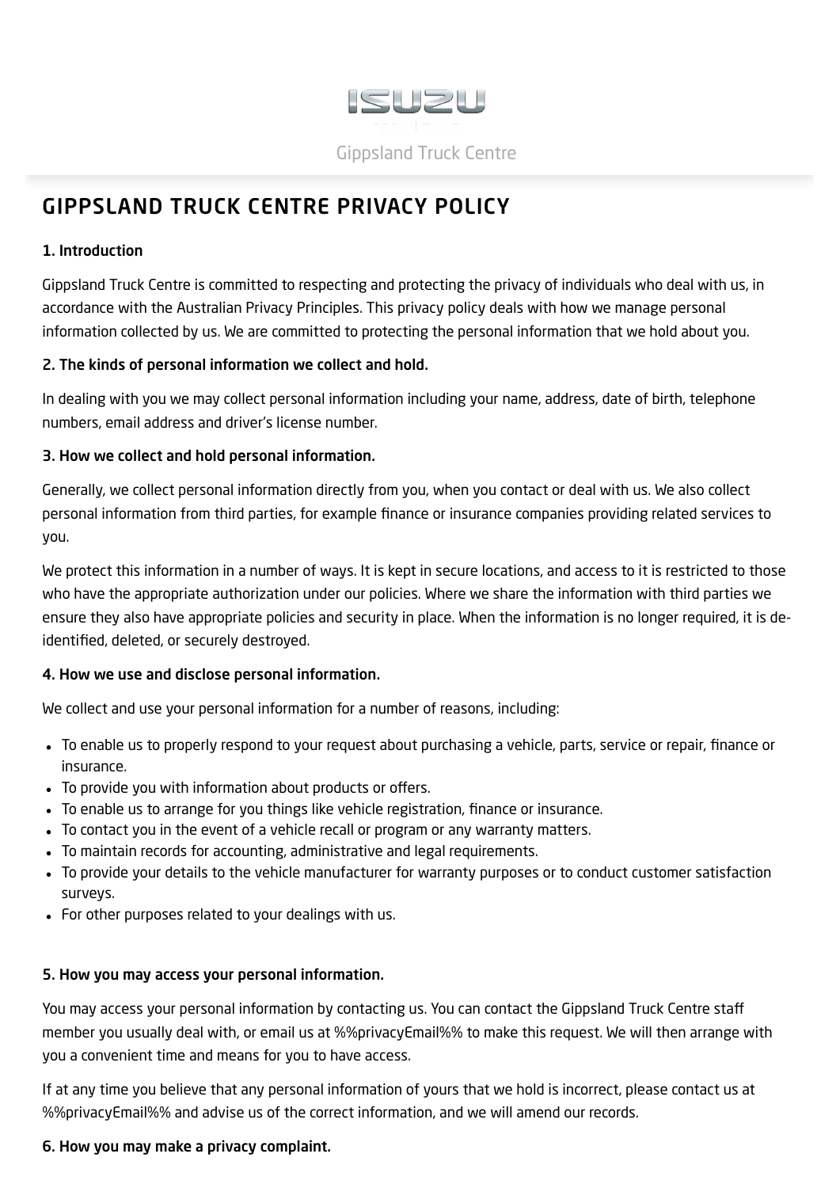Gippsland Truck Centre

# GIPPSLAND TRUCK CENTRE PRIVACY POLICY

### 1. Introduction

Gippsland Truck Centre is committed to respecting and protecting the privacy of individuals who deal with us, in accordance with the Australian Privacy Principles. This privacy policy deals with how we manage personal information collected by us. We are committed to protecting the personal information that we hold about you.

### 2. The kinds of personal information we collect and hold.

In dealing with you we may collect personal information including your name, address, date of birth, telephone numbers, email address and driver's license number.

### 3. How we collect and hold personal information.

Generally, we collect personal information directly from you, when you contact or deal with us. We also collect personal information from third parties, for example finance or insurance companies providing related services to you.

We protect this information in a number of ways. It is kept in secure locations, and access to it is restricted to those who have the appropriate authorization under our policies. Where we share the information with third parties we ensure they also have appropriate policies and security in place. When the information is no longer required, it is de-identified, deleted, or securely destroyed.

### 4. How we use and disclose personal information.

We collect and use your personal information for a number of reasons, including:

- To enable us to properly respond to your request about purchasing a vehicle, parts, service or repair, finance or insurance.
- To provide you with information about products or offers.
- To enable us to arrange for you things like vehicle registration, finance or insurance.
- To contact you in the event of a vehicle recall or program or any warranty matters.
- To maintain records for accounting, administrative and legal requirements.
- To provide your details to the vehicle manufacturer for warranty purposes or to conduct customer satisfaction surveys.
- For other purposes related to your dealings with us.

### 5. How you may access your personal information.

You may access your personal information by contacting us. You can contact the Gippsland Truck Centre staff member you usually deal with, or email us at %%privacyEmail%% to make this request. We will then arrange with you a convenient time and means for you to have access.

If at any time you believe that any personal information of yours that we hold is incorrect, please contact us at %%privacyEmail%% and advise us of the correct information, and we will amend our records.

### 6. How you may make a privacy complaint.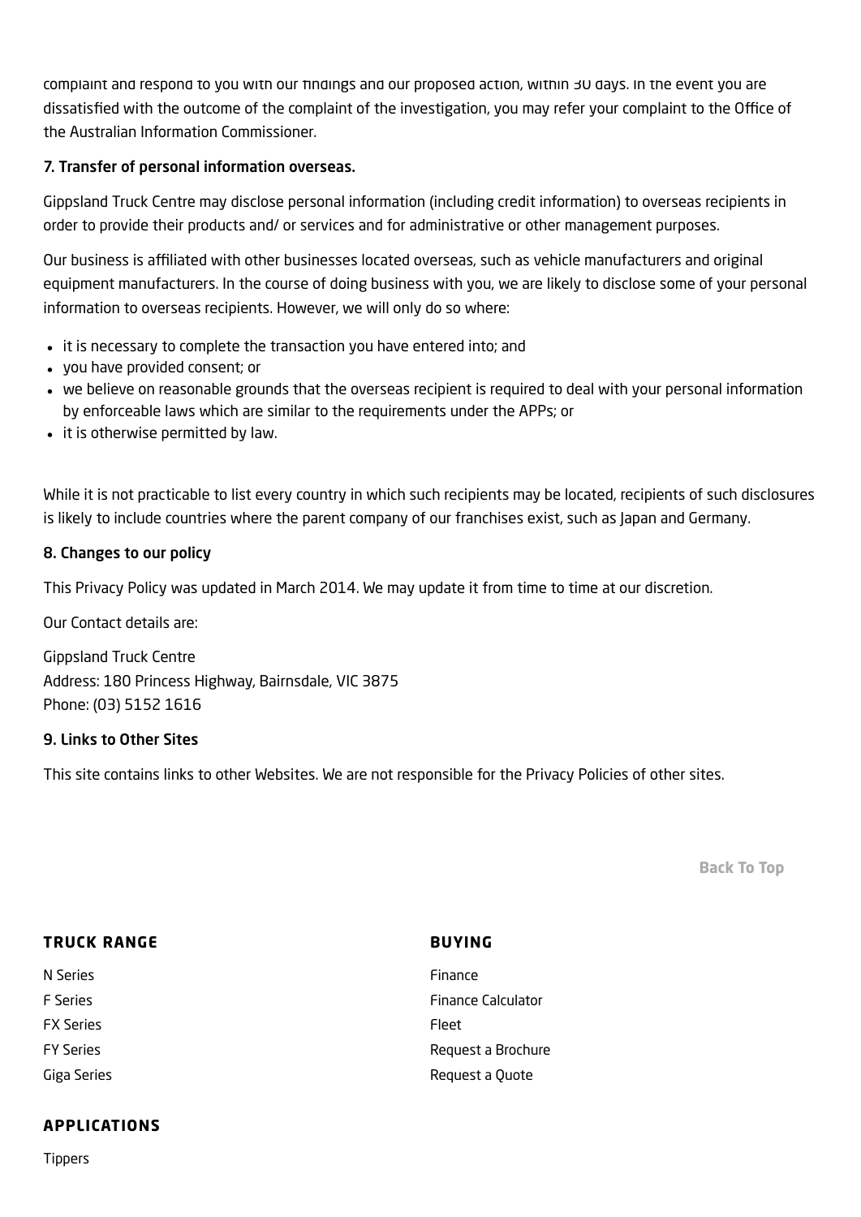complaint and respond to you with our findings and our proposed action, within 30 days. In the event you are dissatisfied with the outcome of the complaint of the investigation, you may refer your complaint to the Office of the Australian Information Commissioner.

### 7. Transfer of personal information overseas.

Gippsland Truck Centre may disclose personal information (including credit information) to overseas recipients in order to provide their products and/ or services and for administrative or other management purposes.

Our business is affiliated with other businesses located overseas, such as vehicle manufacturers and original equipment manufacturers. In the course of doing business with you, we are likely to disclose some of your personal information to overseas recipients. However, we will only do so where:

- it is necessary to complete the transaction you have entered into; and
- you have provided consent; or
- we believe on reasonable grounds that the overseas recipient is required to deal with your personal information by enforceable laws which are similar to the requirements under the APPs; or
- it is otherwise permitted by law.

While it is not practicable to list every country in which such recipients may be located, recipients of such disclosures is likely to include countries where the parent company of our franchises exist, such as Japan and Germany.

### 8. Changes to our policy

This Privacy Policy was updated in March 2014. We may update it from time to time at our discretion.

Our Contact details are:

Gippsland Truck Centre
Address: 180 Princess Highway, Bairnsdale, VIC 3875
Phone: (03) 5152 1616

### 9. Links to Other Sites

This site contains links to other Websites. We are not responsible for the Privacy Policies of other sites.

**Back To Top**

**TRUCK RANGE**

N Series
F Series
FX Series
FY Series
Giga Series

**BUYING**

Finance
Finance Calculator
Fleet
Request a Brochure
Request a Quote

**APPLICATIONS**

Tippers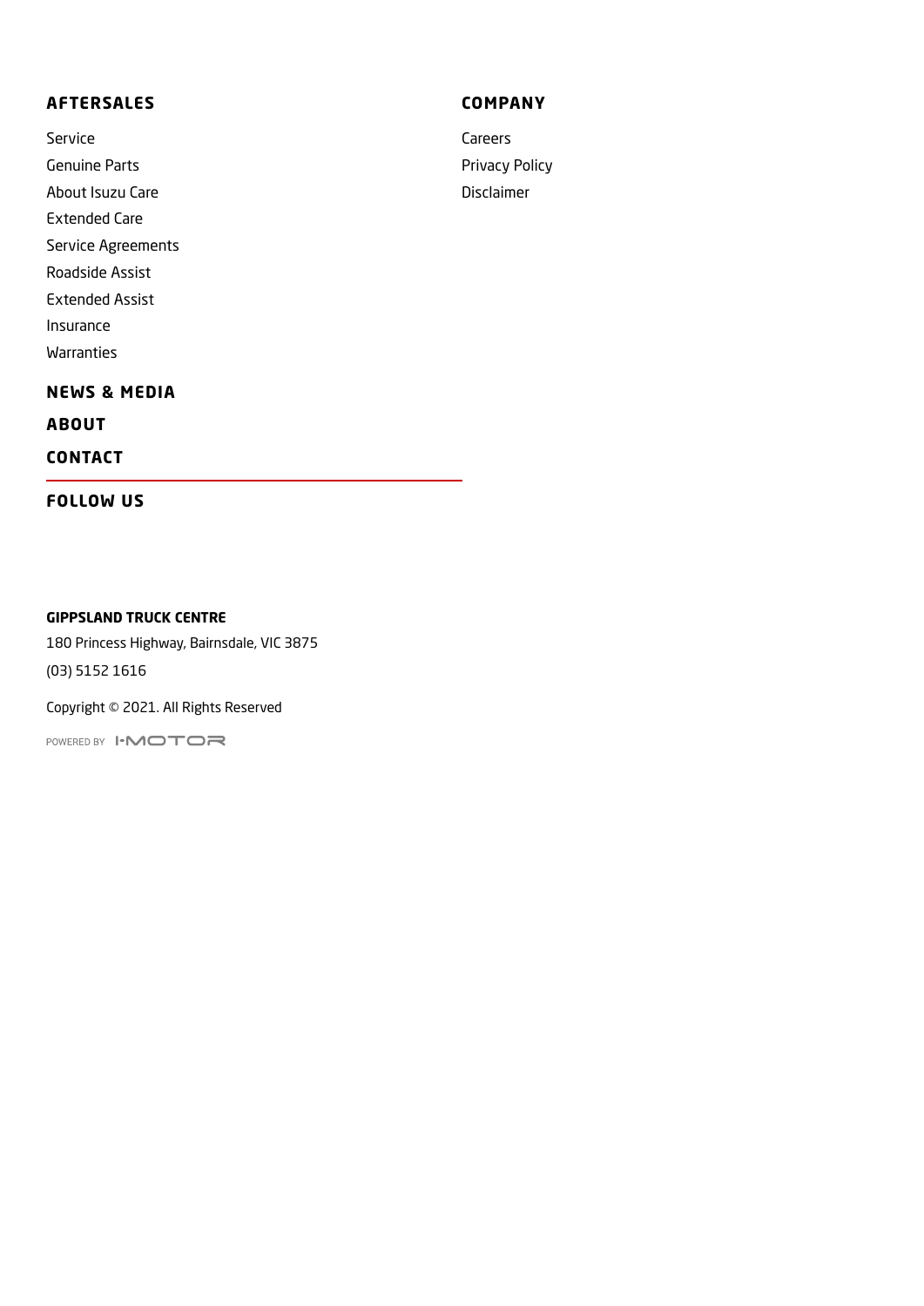## AFTERSALES

- Service
- Genuine Parts
- About Isuzu Care
- Extended Care
- Service Agreements
- Roadside Assist
- Extended Assist
- Insurance
- Warranties

## COMPANY

- Careers
- Privacy Policy
- Disclaimer

## NEWS & MEDIA

## ABOUT

## CONTACT

---

## FOLLOW US

**GIPPSLAND TRUCK CENTRE**

180 Princess Highway, Bairnsdale, VIC 3875

(03) 5152 1616

Copyright © 2021. All Rights Reserved

POWERED BY I-MOTOR